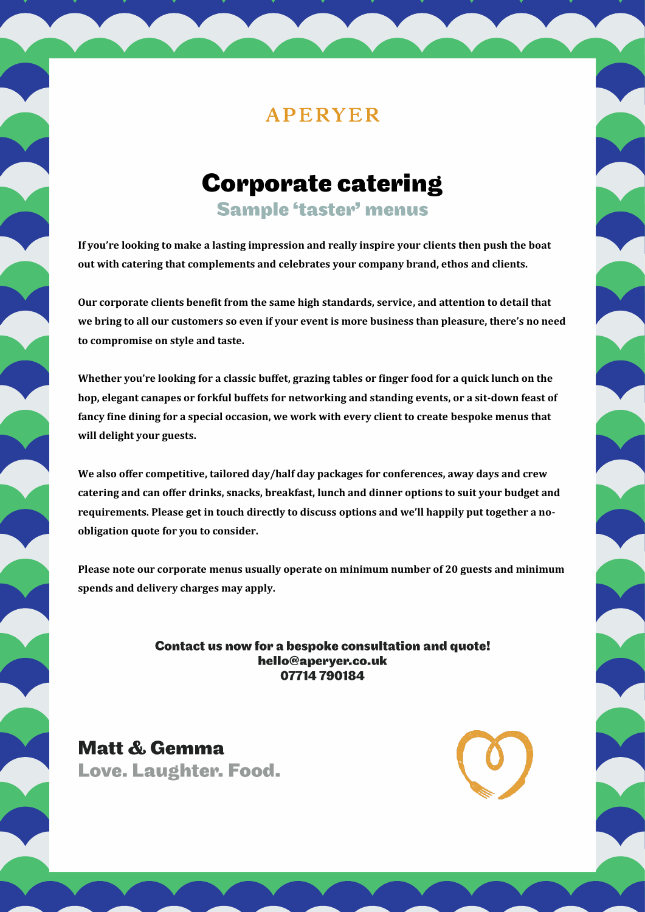APERYER

# Corporate catering

## Sample 'taster' menus

**If you're looking to make a lasting impression and really inspire your clients then push the boat out with catering that complements and celebrates your company brand, ethos and clients.**

**Our corporate clients benefit from the same high standards, service, and attention to detail that we bring to all our customers so even if your event is more business than pleasure, there's no need to compromise on style and taste.**

**Whether you're looking for a classic buffet, grazing tables or finger food for a quick lunch on the hop, elegant canapes or forkful buffets for networking and standing events, or a sit-down feast of fancy fine dining for a special occasion, we work with every client to create bespoke menus that will delight your guests.**

**We also offer competitive, tailored day/half day packages for conferences, away days and crew catering and can offer drinks, snacks, breakfast, lunch and dinner options to suit your budget and requirements. Please get in touch directly to discuss options and we'll happily put together a no-obligation quote for you to consider.**

**Please note our corporate menus usually operate on minimum number of 20 guests and minimum spends and delivery charges may apply.**

**Contact us now for a bespoke consultation and quote!**
**hello@aperyer.co.uk**
**07714 790184**

**Matt & Gemma**
**Love. Laughter. Food.**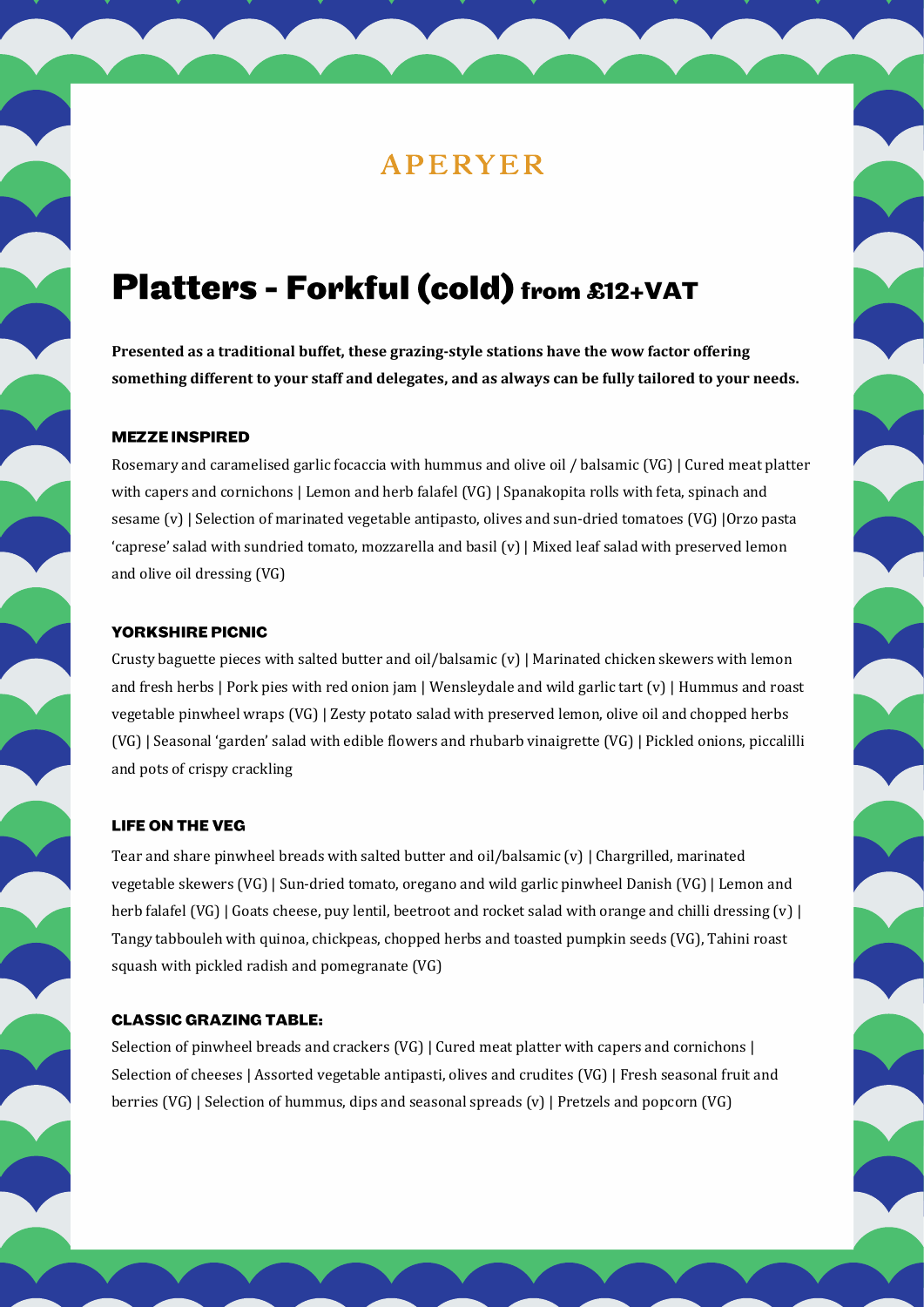APERYER

# Platters - Forkful (cold) from £12+VAT

**Presented as a traditional buffet, these grazing-style stations have the wow factor offering something different to your staff and delegates, and as always can be fully tailored to your needs.**

### MEZZE INSPIRED

Rosemary and caramelised garlic focaccia with hummus and olive oil / balsamic (VG) | Cured meat platter with capers and cornichons | Lemon and herb falafel (VG) | Spanakopita rolls with feta, spinach and sesame (v) | Selection of marinated vegetable antipasto, olives and sun-dried tomatoes (VG) |Orzo pasta 'caprese' salad with sundried tomato, mozzarella and basil (v) | Mixed leaf salad with preserved lemon and olive oil dressing (VG)

### YORKSHIRE PICNIC

Crusty baguette pieces with salted butter and oil/balsamic (v) | Marinated chicken skewers with lemon and fresh herbs | Pork pies with red onion jam | Wensleydale and wild garlic tart (v) | Hummus and roast vegetable pinwheel wraps (VG) | Zesty potato salad with preserved lemon, olive oil and chopped herbs (VG) | Seasonal 'garden' salad with edible flowers and rhubarb vinaigrette (VG) | Pickled onions, piccalilli and pots of crispy crackling

### LIFE ON THE VEG

Tear and share pinwheel breads with salted butter and oil/balsamic (v) | Chargrilled, marinated vegetable skewers (VG) | Sun-dried tomato, oregano and wild garlic pinwheel Danish (VG) | Lemon and herb falafel (VG) | Goats cheese, puy lentil, beetroot and rocket salad with orange and chilli dressing (v) | Tangy tabbouleh with quinoa, chickpeas, chopped herbs and toasted pumpkin seeds (VG), Tahini roast squash with pickled radish and pomegranate (VG)

### CLASSIC GRAZING TABLE:

Selection of pinwheel breads and crackers (VG) | Cured meat platter with capers and cornichons | Selection of cheeses | Assorted vegetable antipasti, olives and crudites (VG) | Fresh seasonal fruit and berries (VG) | Selection of hummus, dips and seasonal spreads (v) | Pretzels and popcorn (VG)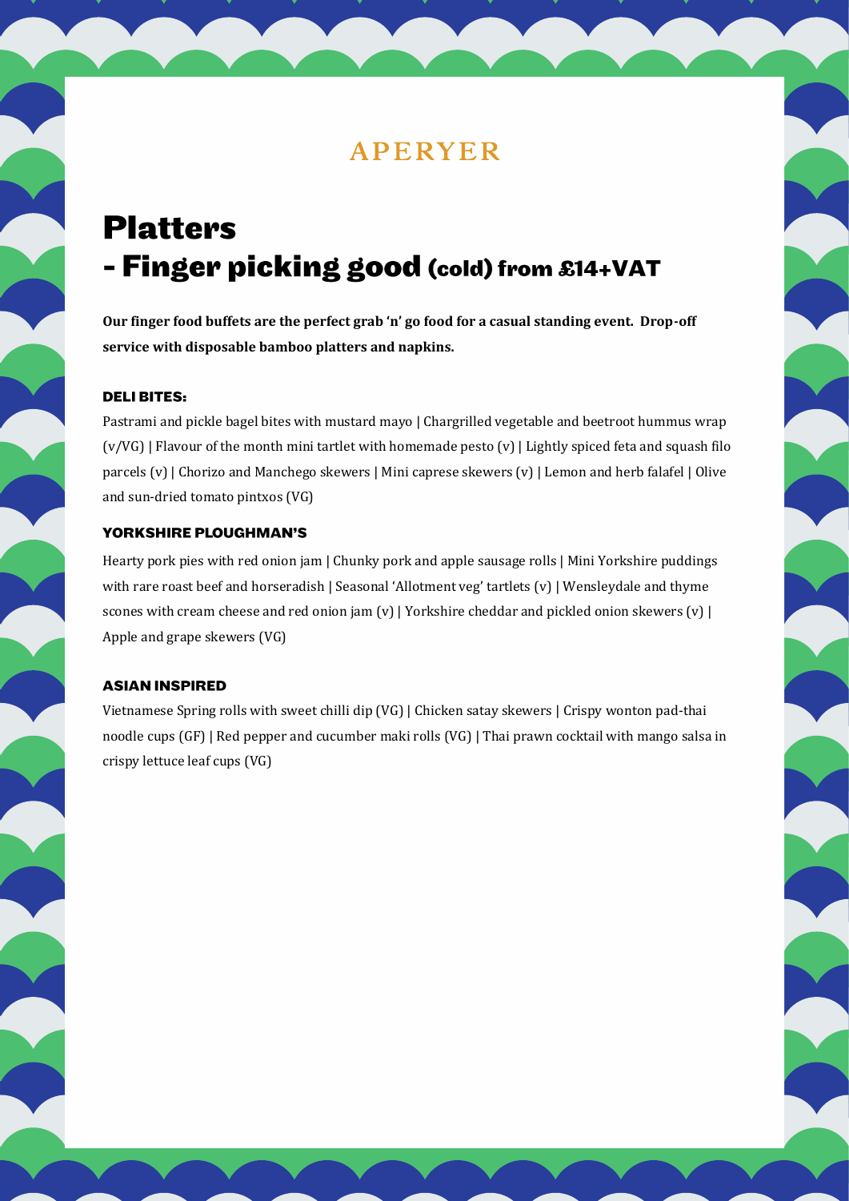APERYER

# Platters
# - Finger picking good (cold) from £14+VAT

**Our finger food buffets are the perfect grab 'n' go food for a casual standing event. Drop-off service with disposable bamboo platters and napkins.**

### DELI BITES:

Pastrami and pickle bagel bites with mustard mayo | Chargrilled vegetable and beetroot hummus wrap (v/VG) | Flavour of the month mini tartlet with homemade pesto (v) | Lightly spiced feta and squash filo parcels (v) | Chorizo and Manchego skewers | Mini caprese skewers (v) | Lemon and herb falafel | Olive and sun-dried tomato pintxos (VG)

### YORKSHIRE PLOUGHMAN'S

Hearty pork pies with red onion jam | Chunky pork and apple sausage rolls | Mini Yorkshire puddings with rare roast beef and horseradish | Seasonal 'Allotment veg' tartlets (v) | Wensleydale and thyme scones with cream cheese and red onion jam (v) | Yorkshire cheddar and pickled onion skewers (v) | Apple and grape skewers (VG)

### ASIAN INSPIRED

Vietnamese Spring rolls with sweet chilli dip (VG) | Chicken satay skewers | Crispy wonton pad-thai noodle cups (GF) | Red pepper and cucumber maki rolls (VG) | Thai prawn cocktail with mango salsa in crispy lettuce leaf cups (VG)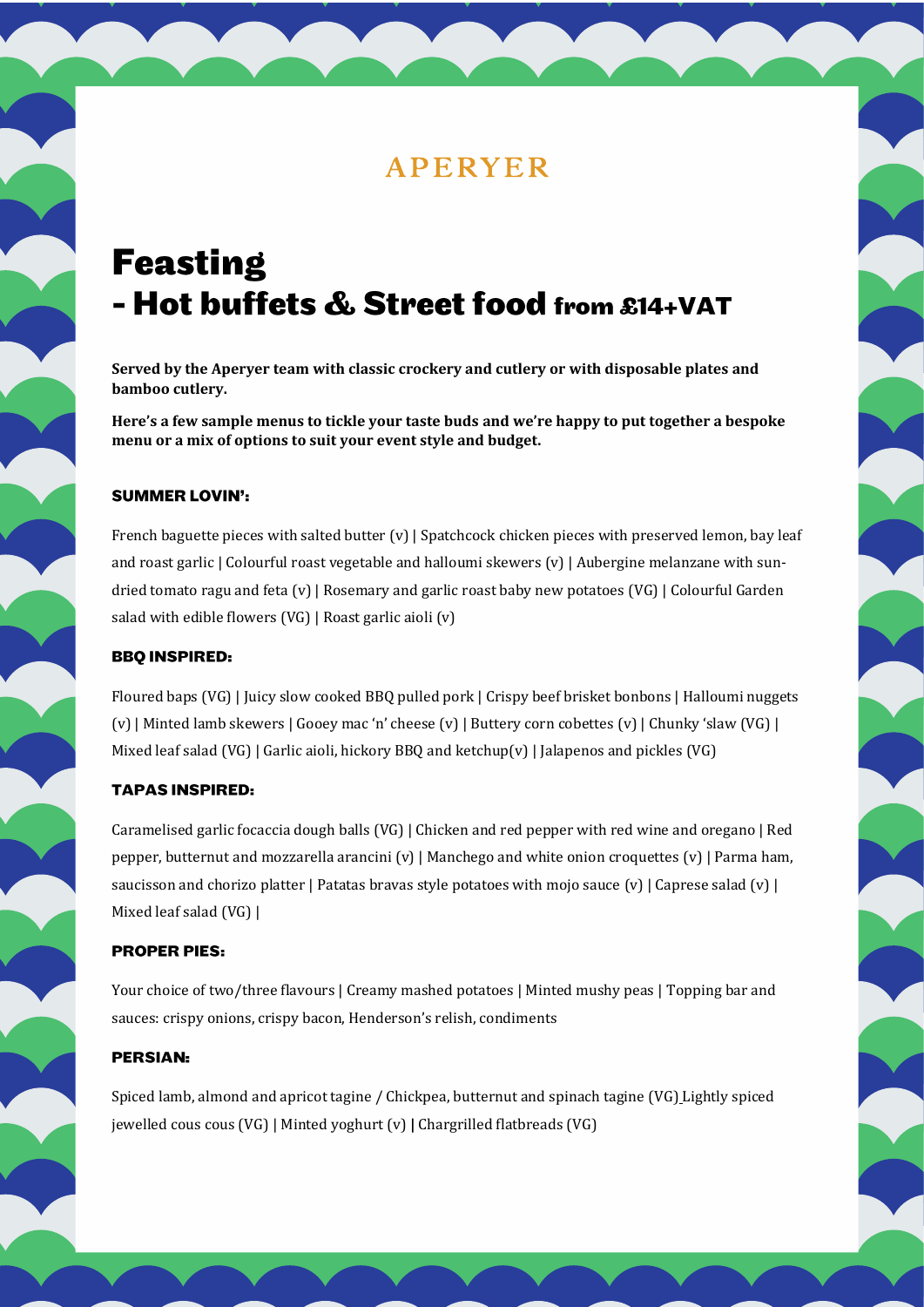APERYER

# Feasting
# - Hot buffets & Street food from £14+VAT

**Served by the Aperyer team with classic crockery and cutlery or with disposable plates and bamboo cutlery.**

**Here's a few sample menus to tickle your taste buds and we're happy to put together a bespoke menu or a mix of options to suit your event style and budget.**

### SUMMER LOVIN':

French baguette pieces with salted butter (v) | Spatchcock chicken pieces with preserved lemon, bay leaf and roast garlic | Colourful roast vegetable and halloumi skewers (v) | Aubergine melanzane with sun-dried tomato ragu and feta (v) | Rosemary and garlic roast baby new potatoes (VG) | Colourful Garden salad with edible flowers (VG) | Roast garlic aioli (v)

### BBQ INSPIRED:

Floured baps (VG) | Juicy slow cooked BBQ pulled pork | Crispy beef brisket bonbons | Halloumi nuggets (v) | Minted lamb skewers | Gooey mac 'n' cheese (v) | Buttery corn cobettes (v) | Chunky 'slaw (VG) | Mixed leaf salad (VG) | Garlic aioli, hickory BBQ and ketchup(v) | Jalapenos and pickles (VG)

### TAPAS INSPIRED:

Caramelised garlic focaccia dough balls (VG) | Chicken and red pepper with red wine and oregano | Red pepper, butternut and mozzarella arancini (v) | Manchego and white onion croquettes (v) | Parma ham, saucisson and chorizo platter | Patatas bravas style potatoes with mojo sauce (v) | Caprese salad (v) | Mixed leaf salad (VG) |

### PROPER PIES:

Your choice of two/three flavours | Creamy mashed potatoes | Minted mushy peas | Topping bar and sauces: crispy onions, crispy bacon, Henderson's relish, condiments

### PERSIAN:

Spiced lamb, almond and apricot tagine / Chickpea, butternut and spinach tagine (VG) Lightly spiced jewelled cous cous (VG) | Minted yoghurt (v) | Chargrilled flatbreads (VG)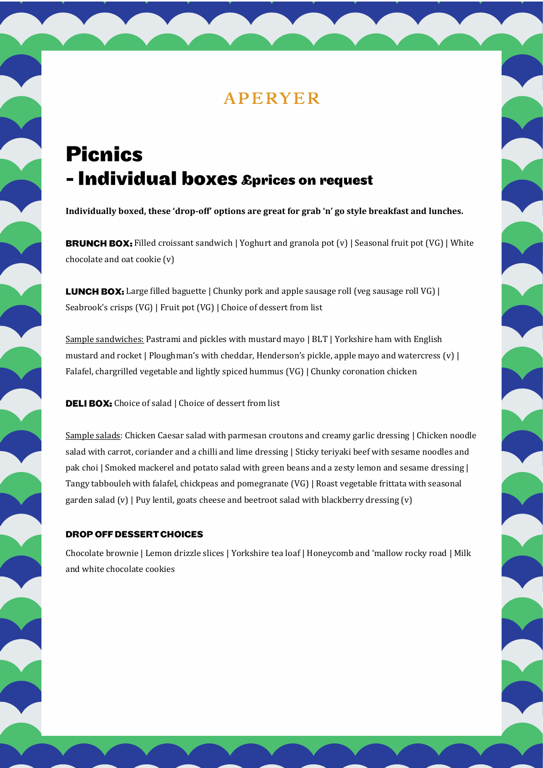APERYER

# Picnics
# - Individual boxes &prices on request

**Individually boxed, these 'drop-off' options are great for grab 'n' go style breakfast and lunches.**

**BRUNCH BOX:** Filled croissant sandwich | Yoghurt and granola pot (v) | Seasonal fruit pot (VG) | White chocolate and oat cookie (v)

**LUNCH BOX:** Large filled baguette | Chunky pork and apple sausage roll (veg sausage roll VG) | Seabrook's crisps (VG) | Fruit pot (VG) | Choice of dessert from list

Sample sandwiches: Pastrami and pickles with mustard mayo | BLT | Yorkshire ham with English mustard and rocket | Ploughman's with cheddar, Henderson's pickle, apple mayo and watercress (v) | Falafel, chargrilled vegetable and lightly spiced hummus (VG) | Chunky coronation chicken

**DELI BOX:** Choice of salad | Choice of dessert from list

Sample salads: Chicken Caesar salad with parmesan croutons and creamy garlic dressing | Chicken noodle salad with carrot, coriander and a chilli and lime dressing | Sticky teriyaki beef with sesame noodles and pak choi | Smoked mackerel and potato salad with green beans and a zesty lemon and sesame dressing | Tangy tabbouleh with falafel, chickpeas and pomegranate (VG) | Roast vegetable frittata with seasonal garden salad (v) | Puy lentil, goats cheese and beetroot salad with blackberry dressing (v)

**DROP OFF DESSERT CHOICES**

Chocolate brownie | Lemon drizzle slices | Yorkshire tea loaf | Honeycomb and 'mallow rocky road | Milk and white chocolate cookies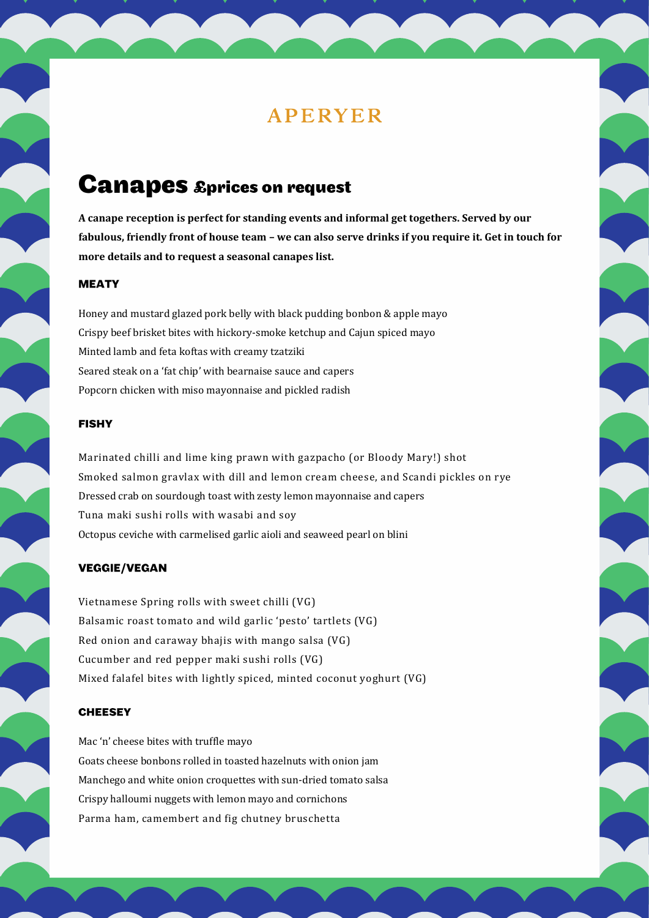# APERYER

## Canapes &prices on request

**A canape reception is perfect for standing events and informal get togethers. Served by our fabulous, friendly front of house team – we can also serve drinks if you require it. Get in touch for more details and to request a seasonal canapes list.**

### MEATY

Honey and mustard glazed pork belly with black pudding bonbon & apple mayo
Crispy beef brisket bites with hickory-smoke ketchup and Cajun spiced mayo
Minted lamb and feta koftas with creamy tzatziki
Seared steak on a 'fat chip' with bearnaise sauce and capers
Popcorn chicken with miso mayonnaise and pickled radish

### FISHY

Marinated chilli and lime king prawn with gazpacho (or Bloody Mary!) shot
Smoked salmon gravlax with dill and lemon cream cheese, and Scandi pickles on rye
Dressed crab on sourdough toast with zesty lemon mayonnaise and capers
Tuna maki sushi rolls with wasabi and soy
Octopus ceviche with carmelised garlic aioli and seaweed pearl on blini

### VEGGIE/VEGAN

Vietnamese Spring rolls with sweet chilli (VG)
Balsamic roast tomato and wild garlic 'pesto' tartlets (VG)
Red onion and caraway bhajis with mango salsa (VG)
Cucumber and red pepper maki sushi rolls (VG)
Mixed falafel bites with lightly spiced, minted coconut yoghurt (VG)

### CHEESEY

Mac 'n' cheese bites with truffle mayo
Goats cheese bonbons rolled in toasted hazelnuts with onion jam
Manchego and white onion croquettes with sun-dried tomato salsa
Crispy halloumi nuggets with lemon mayo and cornichons
Parma ham, camembert and fig chutney bruschetta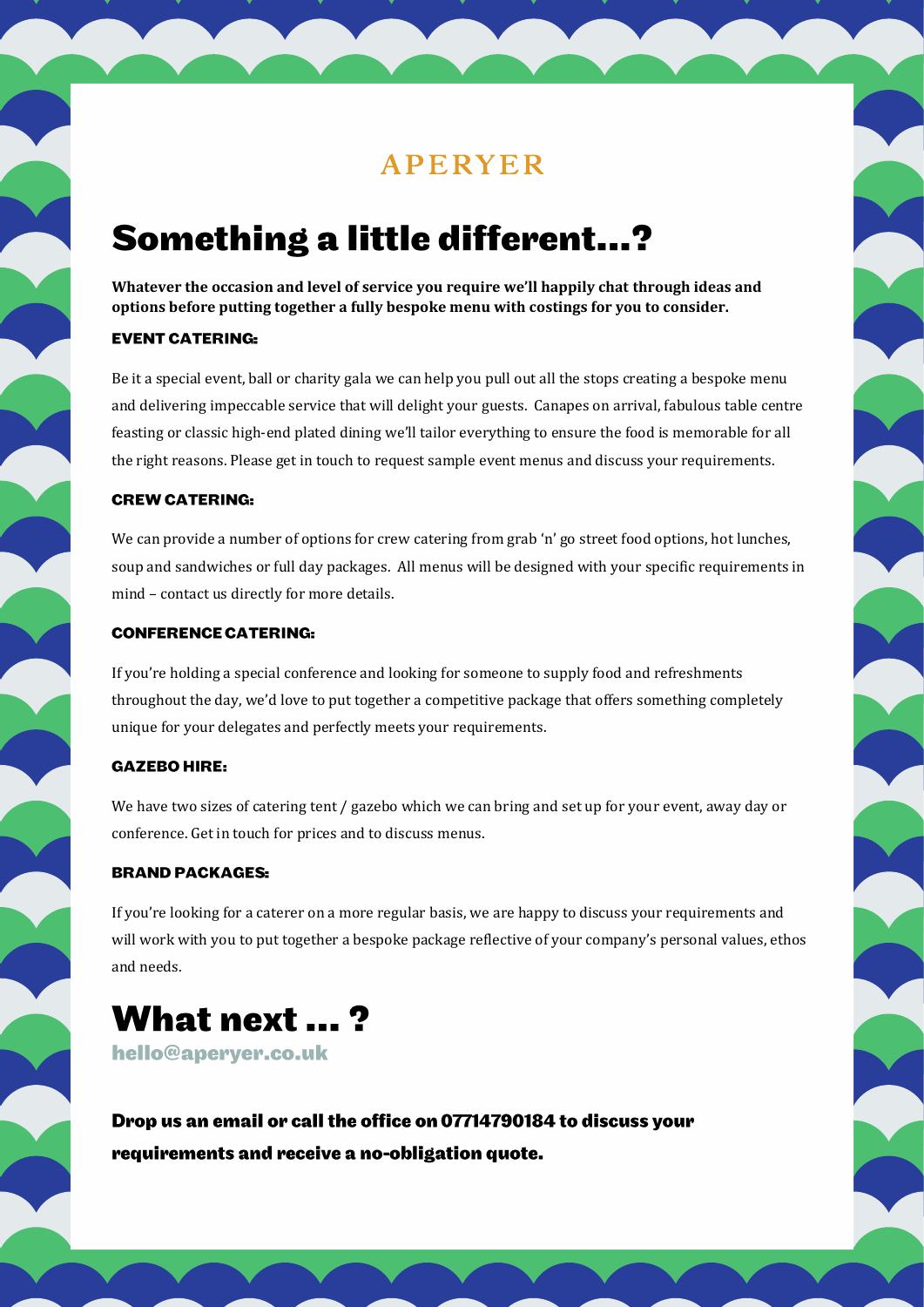APERYER

# Something a little different…?

**Whatever the occasion and level of service you require we'll happily chat through ideas and options before putting together a fully bespoke menu with costings for you to consider.**

### EVENT CATERING:

Be it a special event, ball or charity gala we can help you pull out all the stops creating a bespoke menu and delivering impeccable service that will delight your guests. Canapes on arrival, fabulous table centre feasting or classic high-end plated dining we'll tailor everything to ensure the food is memorable for all the right reasons. Please get in touch to request sample event menus and discuss your requirements.

### CREW CATERING:

We can provide a number of options for crew catering from grab 'n' go street food options, hot lunches, soup and sandwiches or full day packages. All menus will be designed with your specific requirements in mind – contact us directly for more details.

### CONFERENCE CATERING:

If you're holding a special conference and looking for someone to supply food and refreshments throughout the day, we'd love to put together a competitive package that offers something completely unique for your delegates and perfectly meets your requirements.

### GAZEBO HIRE:

We have two sizes of catering tent / gazebo which we can bring and set up for your event, away day or conference. Get in touch for prices and to discuss menus.

### BRAND PACKAGES:

If you're looking for a caterer on a more regular basis, we are happy to discuss your requirements and will work with you to put together a bespoke package reflective of your company's personal values, ethos and needs.

# What next … ?

hello@aperyer.co.uk

**Drop us an email or call the office on 07714790184 to discuss your requirements and receive a no-obligation quote.**